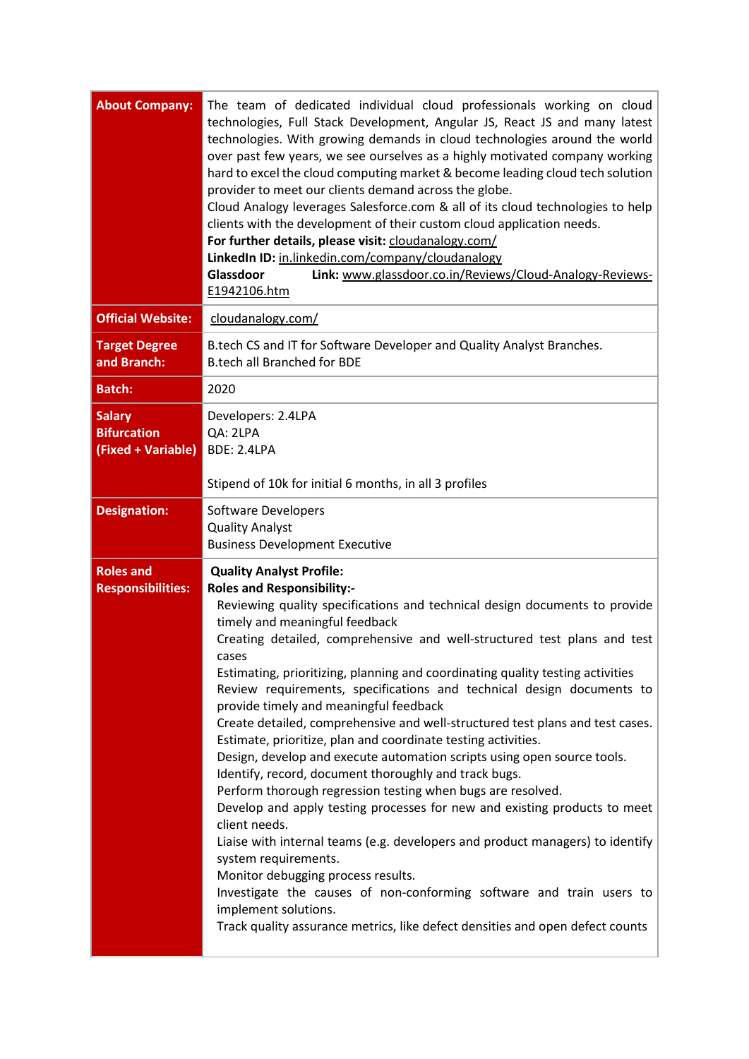| About Company: | The team of dedicated individual cloud professionals working on cloud technologies, Full Stack Development, Angular JS, React JS and many latest technologies. With growing demands in cloud technologies around the world over past few years, we see ourselves as a highly motivated company working hard to excel the cloud computing market & become leading cloud tech solution provider to meet our clients demand across the globe.<br>Cloud Analogy leverages Salesforce.com & all of its cloud technologies to help clients with the development of their custom cloud application needs.<br>**For further details, please visit:** cloudanalogy.com/<br>**LinkedIn ID:** in.linkedin.com/company/cloudanalogy<br>**Glassdoor Link:** www.glassdoor.co.in/Reviews/Cloud-Analogy-Reviews-E1942106.htm |
|---|---|
| Official Website: | cloudanalogy.com/ |
| Target Degree and Branch: | B.tech CS and IT for Software Developer and Quality Analyst Branches.<br>B.tech all Branched for BDE |
| Batch: | 2020 |
| Salary Bifurcation (Fixed + Variable) | Developers: 2.4LPA<br>QA: 2LPA<br>BDE: 2.4LPA<br><br>Stipend of 10k for initial 6 months, in all 3 profiles |
| Designation: | Software Developers<br>Quality Analyst<br>Business Development Executive |
| Roles and Responsibilities: | **Quality Analyst Profile:**<br>**Roles and Responsibility:-**<br>Reviewing quality specifications and technical design documents to provide timely and meaningful feedback<br>Creating detailed, comprehensive and well-structured test plans and test cases<br>Estimating, prioritizing, planning and coordinating quality testing activities<br>Review requirements, specifications and technical design documents to provide timely and meaningful feedback<br>Create detailed, comprehensive and well-structured test plans and test cases.<br>Estimate, prioritize, plan and coordinate testing activities.<br>Design, develop and execute automation scripts using open source tools.<br>Identify, record, document thoroughly and track bugs.<br>Perform thorough regression testing when bugs are resolved.<br>Develop and apply testing processes for new and existing products to meet client needs.<br>Liaise with internal teams (e.g. developers and product managers) to identify system requirements.<br>Monitor debugging process results.<br>Investigate the causes of non-conforming software and train users to implement solutions.<br>Track quality assurance metrics, like defect densities and open defect counts |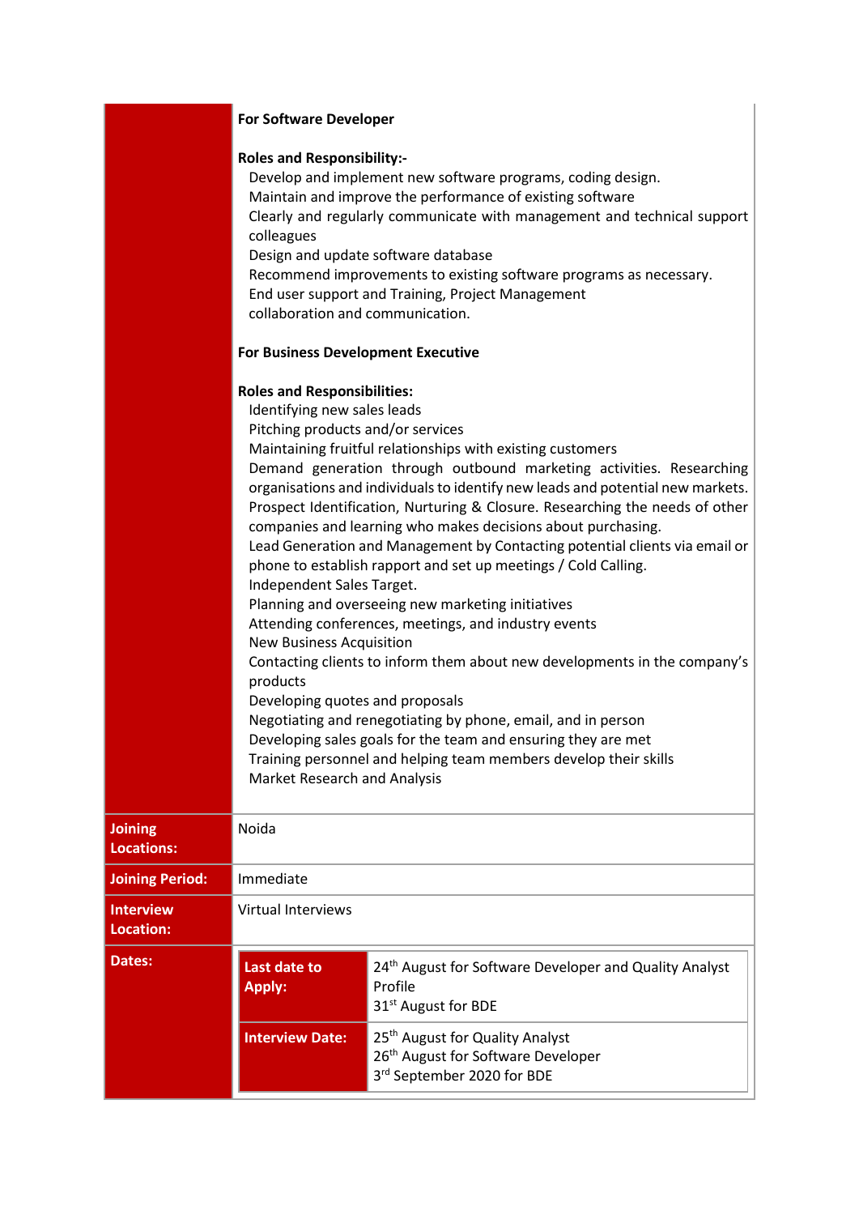**For Software Developer**

**Roles and Responsibility:-**

- Develop and implement new software programs, coding design.
- Maintain and improve the performance of existing software
- Clearly and regularly communicate with management and technical support colleagues
- Design and update software database
- Recommend improvements to existing software programs as necessary.
- End user support and Training, Project Management collaboration and communication.

**For Business Development Executive**

**Roles and Responsibilities:**

- Identifying new sales leads
- Pitching products and/or services
- Maintaining fruitful relationships with existing customers
- Demand generation through outbound marketing activities. Researching organisations and individuals to identify new leads and potential new markets.
- Prospect Identification, Nurturing & Closure. Researching the needs of other companies and learning who makes decisions about purchasing.
- Lead Generation and Management by Contacting potential clients via email or phone to establish rapport and set up meetings / Cold Calling.
- Independent Sales Target.
- Planning and overseeing new marketing initiatives
- Attending conferences, meetings, and industry events
- New Business Acquisition
- Contacting clients to inform them about new developments in the company's products
- Developing quotes and proposals
- Negotiating and renegotiating by phone, email, and in person
- Developing sales goals for the team and ensuring they are met
- Training personnel and helping team members develop their skills
- Market Research and Analysis

| | |
|---|---|
| **Joining Locations:** | Noida |
| **Joining Period:** | Immediate |
| **Interview Location:** | Virtual Interviews |

**Dates:**

| | |
|---|---|
| **Last date to Apply:** | 24th August for Software Developer and Quality Analyst Profile<br>31st August for BDE |
| **Interview Date:** | 25th August for Quality Analyst<br>26th August for Software Developer<br>3rd September 2020 for BDE |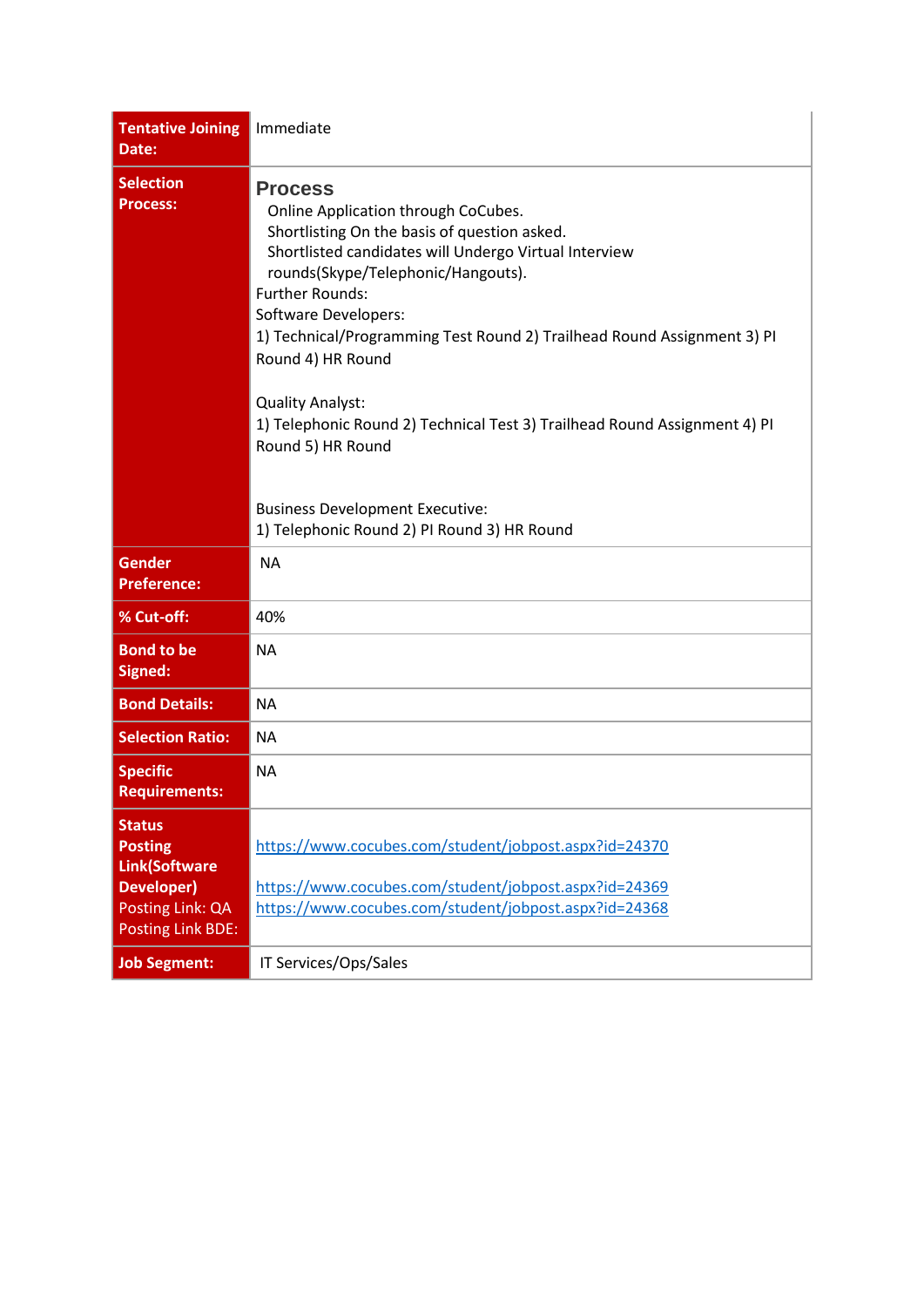| | |
|---|---|
| **Tentative Joining Date:** | Immediate |
| **Selection Process:** | **Process**<br>Online Application through CoCubes.<br>Shortlisting On the basis of question asked.<br>Shortlisted candidates will Undergo Virtual Interview rounds(Skype/Telephonic/Hangouts).<br>Further Rounds:<br>Software Developers:<br>1) Technical/Programming Test Round 2) Trailhead Round Assignment 3) PI Round 4) HR Round<br><br>Quality Analyst:<br>1) Telephonic Round 2) Technical Test 3) Trailhead Round Assignment 4) PI Round 5) HR Round<br><br>Business Development Executive:<br>1) Telephonic Round 2) PI Round 3) HR Round |
| **Gender Preference:** | NA |
| **% Cut-off:** | 40% |
| **Bond to be Signed:** | NA |
| **Bond Details:** | NA |
| **Selection Ratio:** | NA |
| **Specific Requirements:** | NA |
| **Status Posting Link(Software Developer)**<br>Posting Link: QA<br>Posting Link BDE: | https://www.cocubes.com/student/jobpost.aspx?id=24370<br><br>https://www.cocubes.com/student/jobpost.aspx?id=24369<br>https://www.cocubes.com/student/jobpost.aspx?id=24368 |
| **Job Segment:** | IT Services/Ops/Sales |